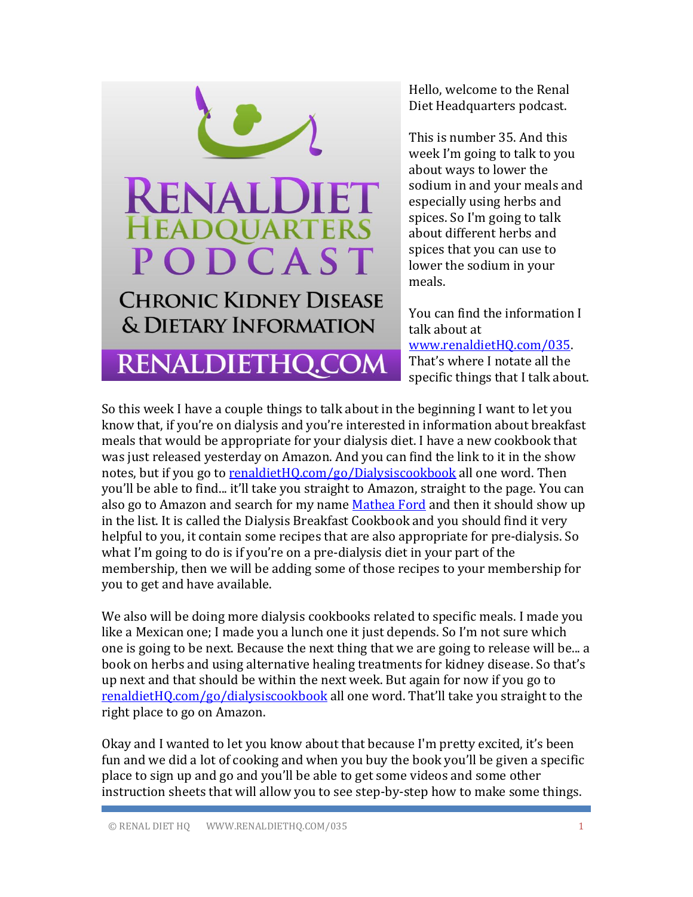Hello, welcome to the Renal Diet Headquarters podcast.

This is number 35. And this week I'm going to talk to you about ways to lower the sodium in and your meals and especially using herbs and spices. So I'm going to talk about different herbs and spices that you can use to lower the sodium in your meals.

You can find the information I talk about at [www.renaldietHQ.com/035](http://www.renaldietHQ.com/035). That's where I notate all the specific things that I talk about.

So this week I have a couple things to talk about in the beginning I want to let you know that, if you're on dialysis and you're interested in information about breakfast meals that would be appropriate for your dialysis diet. I have a new cookbook that was just released yesterday on Amazon. And you can find the link to it in the show notes, but if you go to [renaldietHQ.com/go/Dialysiscookbook](http://renaldietHQ.com/go/Dialysiscookbook) all one word. Then you'll be able to find... it'll take you straight to Amazon, straight to the page. You can also go to Amazon and search for my name [Mathea Ford](#) and then it should show up in the list. It is called the Dialysis Breakfast Cookbook and you should find it very helpful to you, it contain some recipes that are also appropriate for pre-dialysis. So what I'm going to do is if you're on a pre-dialysis diet in your part of the membership, then we will be adding some of those recipes to your membership for you to get and have available.

We also will be doing more dialysis cookbooks related to specific meals. I made you like a Mexican one; I made you a lunch one it just depends. So I'm not sure which one is going to be next. Because the next thing that we are going to release will be... a book on herbs and using alternative healing treatments for kidney disease. So that's up next and that should be within the next week. But again for now if you go to [renaldietHQ.com/go/dialysiscookbook](http://renaldietHQ.com/go/dialysiscookbook) all one word. That'll take you straight to the right place to go on Amazon.

Okay and I wanted to let you know about that because I'm pretty excited, it's been fun and we did a lot of cooking and when you buy the book you'll be given a specific place to sign up and go and you'll be able to get some videos and some other instruction sheets that will allow you to see step-by-step how to make some things.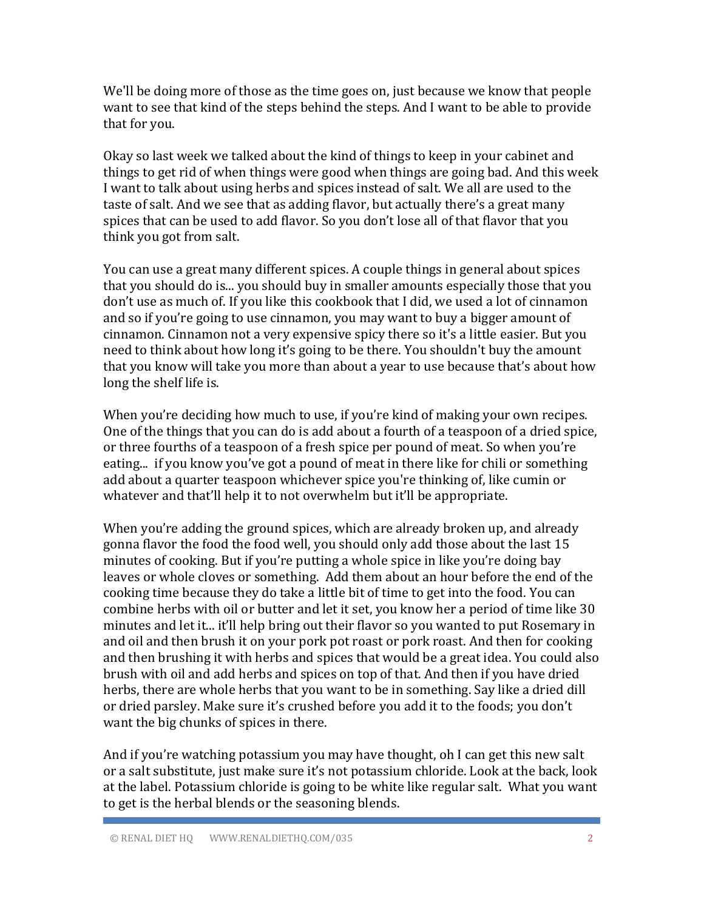We'll be doing more of those as the time goes on, just because we know that people want to see that kind of the steps behind the steps. And I want to be able to provide that for you.

Okay so last week we talked about the kind of things to keep in your cabinet and things to get rid of when things were good when things are going bad. And this week I want to talk about using herbs and spices instead of salt. We all are used to the taste of salt. And we see that as adding flavor, but actually there's a great many spices that can be used to add flavor. So you don't lose all of that flavor that you think you got from salt.

You can use a great many different spices. A couple things in general about spices that you should do is... you should buy in smaller amounts especially those that you don't use as much of. If you like this cookbook that I did, we used a lot of cinnamon and so if you're going to use cinnamon, you may want to buy a bigger amount of cinnamon. Cinnamon not a very expensive spicy there so it's a little easier. But you need to think about how long it's going to be there. You shouldn't buy the amount that you know will take you more than about a year to use because that's about how long the shelf life is.

When you're deciding how much to use, if you're kind of making your own recipes. One of the things that you can do is add about a fourth of a teaspoon of a dried spice, or three fourths of a teaspoon of a fresh spice per pound of meat. So when you're eating... if you know you've got a pound of meat in there like for chili or something add about a quarter teaspoon whichever spice you're thinking of, like cumin or whatever and that'll help it to not overwhelm but it'll be appropriate.

When you're adding the ground spices, which are already broken up, and already gonna flavor the food the food well, you should only add those about the last 15 minutes of cooking. But if you're putting a whole spice in like you're doing bay leaves or whole cloves or something. Add them about an hour before the end of the cooking time because they do take a little bit of time to get into the food. You can combine herbs with oil or butter and let it set, you know her a period of time like 30 minutes and let it... it'll help bring out their flavor so you wanted to put Rosemary in and oil and then brush it on your pork pot roast or pork roast. And then for cooking and then brushing it with herbs and spices that would be a great idea. You could also brush with oil and add herbs and spices on top of that. And then if you have dried herbs, there are whole herbs that you want to be in something. Say like a dried dill or dried parsley. Make sure it's crushed before you add it to the foods; you don't want the big chunks of spices in there.

And if you're watching potassium you may have thought, oh I can get this new salt or a salt substitute, just make sure it's not potassium chloride. Look at the back, look at the label. Potassium chloride is going to be white like regular salt. What you want to get is the herbal blends or the seasoning blends.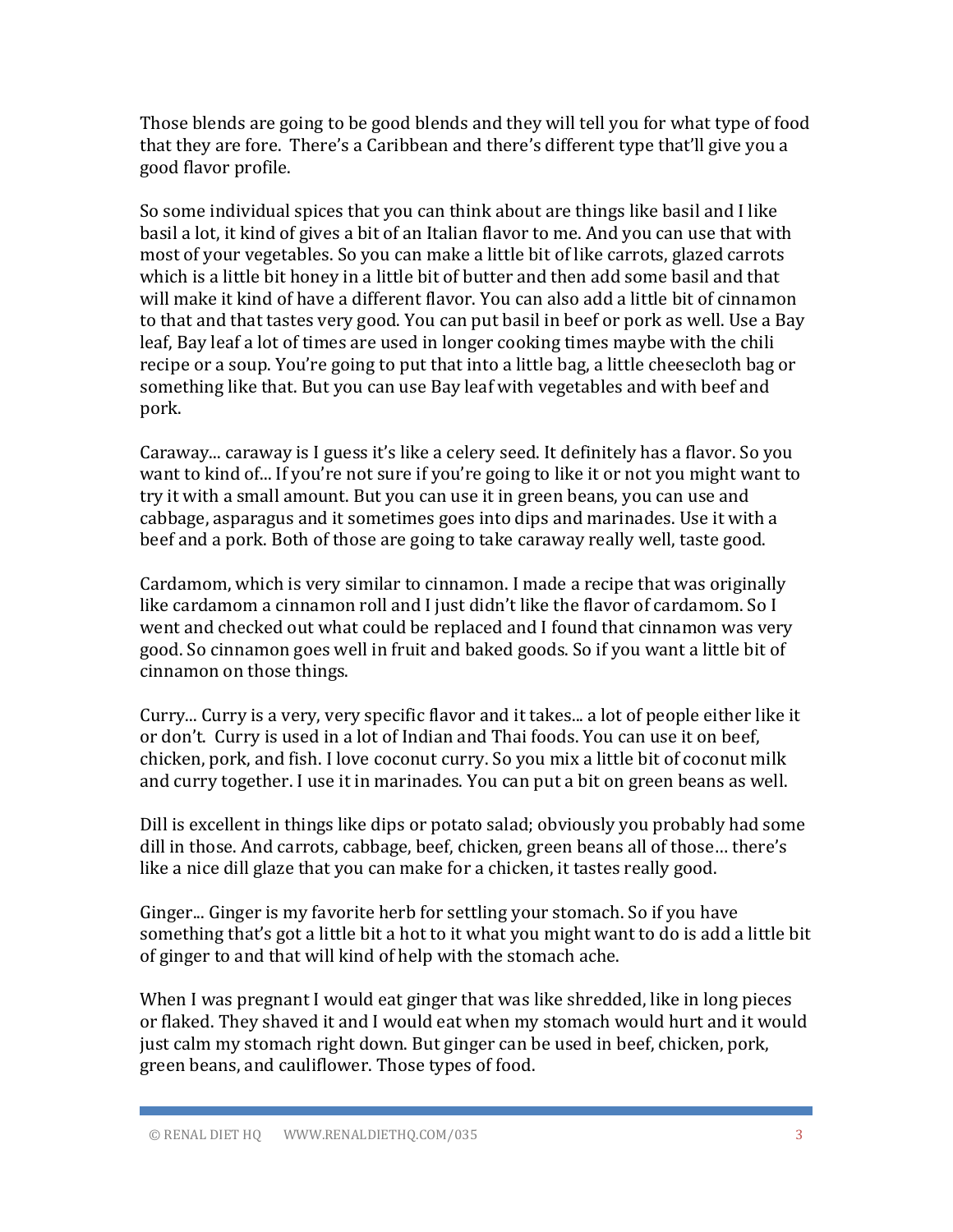Those blends are going to be good blends and they will tell you for what type of food that they are fore. There's a Caribbean and there's different type that'll give you a good flavor profile.

So some individual spices that you can think about are things like basil and I like basil a lot, it kind of gives a bit of an Italian flavor to me. And you can use that with most of your vegetables. So you can make a little bit of like carrots, glazed carrots which is a little bit honey in a little bit of butter and then add some basil and that will make it kind of have a different flavor. You can also add a little bit of cinnamon to that and that tastes very good. You can put basil in beef or pork as well. Use a Bay leaf, Bay leaf a lot of times are used in longer cooking times maybe with the chili recipe or a soup. You're going to put that into a little bag, a little cheesecloth bag or something like that. But you can use Bay leaf with vegetables and with beef and pork.

Caraway... caraway is I guess it's like a celery seed. It definitely has a flavor. So you want to kind of... If you're not sure if you're going to like it or not you might want to try it with a small amount. But you can use it in green beans, you can use and cabbage, asparagus and it sometimes goes into dips and marinades. Use it with a beef and a pork. Both of those are going to take caraway really well, taste good.

Cardamom, which is very similar to cinnamon. I made a recipe that was originally like cardamom a cinnamon roll and I just didn't like the flavor of cardamom. So I went and checked out what could be replaced and I found that cinnamon was very good. So cinnamon goes well in fruit and baked goods. So if you want a little bit of cinnamon on those things.

Curry... Curry is a very, very specific flavor and it takes... a lot of people either like it or don't. Curry is used in a lot of Indian and Thai foods. You can use it on beef, chicken, pork, and fish. I love coconut curry. So you mix a little bit of coconut milk and curry together. I use it in marinades. You can put a bit on green beans as well.

Dill is excellent in things like dips or potato salad; obviously you probably had some dill in those. And carrots, cabbage, beef, chicken, green beans all of those… there's like a nice dill glaze that you can make for a chicken, it tastes really good.

Ginger... Ginger is my favorite herb for settling your stomach. So if you have something that's got a little bit a hot to it what you might want to do is add a little bit of ginger to and that will kind of help with the stomach ache.

When I was pregnant I would eat ginger that was like shredded, like in long pieces or flaked. They shaved it and I would eat when my stomach would hurt and it would just calm my stomach right down. But ginger can be used in beef, chicken, pork, green beans, and cauliflower. Those types of food.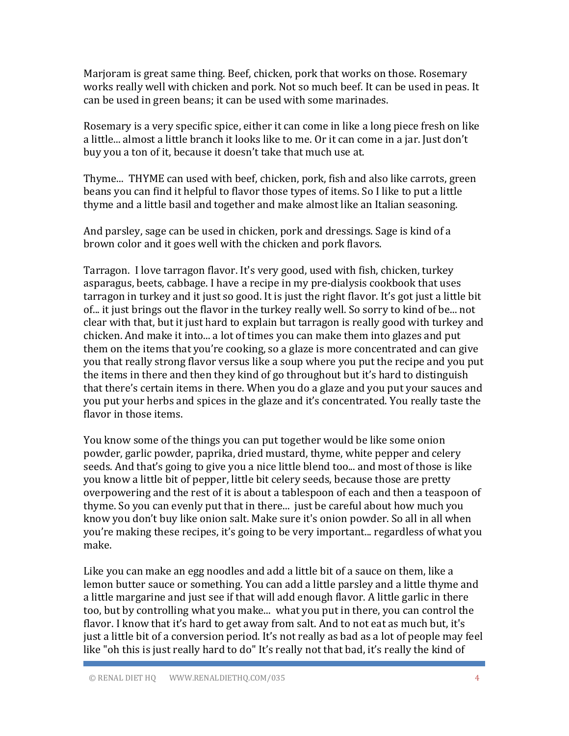Marjoram is great same thing. Beef, chicken, pork that works on those. Rosemary works really well with chicken and pork. Not so much beef. It can be used in peas. It can be used in green beans; it can be used with some marinades.

Rosemary is a very specific spice, either it can come in like a long piece fresh on like a little... almost a little branch it looks like to me. Or it can come in a jar. Just don't buy you a ton of it, because it doesn't take that much use at.

Thyme... THYME can used with beef, chicken, pork, fish and also like carrots, green beans you can find it helpful to flavor those types of items. So I like to put a little thyme and a little basil and together and make almost like an Italian seasoning.

And parsley, sage can be used in chicken, pork and dressings. Sage is kind of a brown color and it goes well with the chicken and pork flavors.

Tarragon. I love tarragon flavor. It's very good, used with fish, chicken, turkey asparagus, beets, cabbage. I have a recipe in my pre-dialysis cookbook that uses tarragon in turkey and it just so good. It is just the right flavor. It's got just a little bit of... it just brings out the flavor in the turkey really well. So sorry to kind of be... not clear with that, but it just hard to explain but tarragon is really good with turkey and chicken. And make it into... a lot of times you can make them into glazes and put them on the items that you're cooking, so a glaze is more concentrated and can give you that really strong flavor versus like a soup where you put the recipe and you put the items in there and then they kind of go throughout but it's hard to distinguish that there's certain items in there. When you do a glaze and you put your sauces and you put your herbs and spices in the glaze and it's concentrated. You really taste the flavor in those items.

You know some of the things you can put together would be like some onion powder, garlic powder, paprika, dried mustard, thyme, white pepper and celery seeds. And that's going to give you a nice little blend too... and most of those is like you know a little bit of pepper, little bit celery seeds, because those are pretty overpowering and the rest of it is about a tablespoon of each and then a teaspoon of thyme. So you can evenly put that in there... just be careful about how much you know you don't buy like onion salt. Make sure it's onion powder. So all in all when you're making these recipes, it's going to be very important... regardless of what you make.

Like you can make an egg noodles and add a little bit of a sauce on them, like a lemon butter sauce or something. You can add a little parsley and a little thyme and a little margarine and just see if that will add enough flavor. A little garlic in there too, but by controlling what you make... what you put in there, you can control the flavor. I know that it's hard to get away from salt. And to not eat as much but, it's just a little bit of a conversion period. It's not really as bad as a lot of people may feel like "oh this is just really hard to do" It's really not that bad, it's really the kind of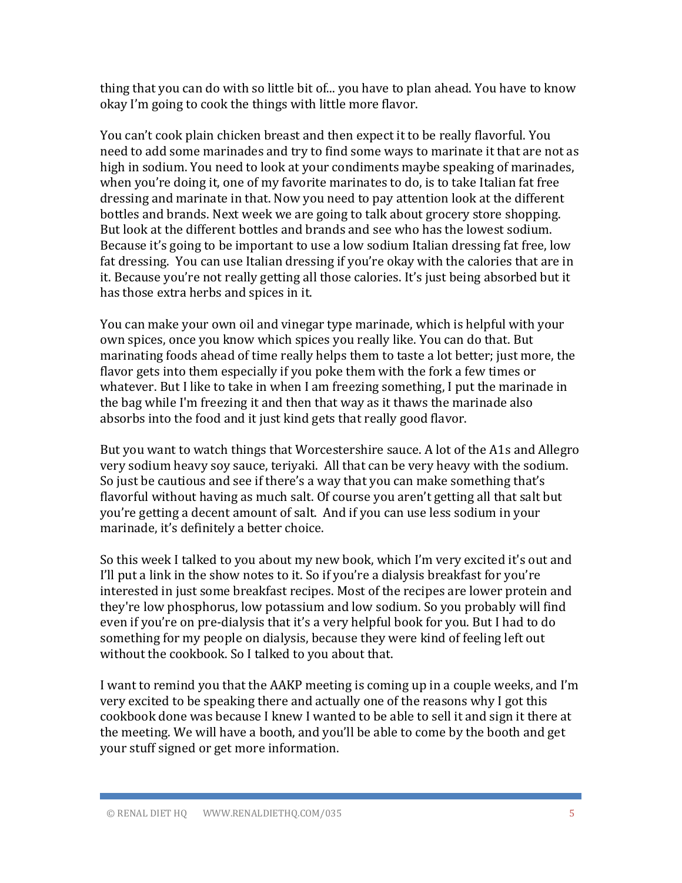thing that you can do with so little bit of... you have to plan ahead. You have to know okay I'm going to cook the things with little more flavor.

You can't cook plain chicken breast and then expect it to be really flavorful. You need to add some marinades and try to find some ways to marinate it that are not as high in sodium. You need to look at your condiments maybe speaking of marinades, when you're doing it, one of my favorite marinates to do, is to take Italian fat free dressing and marinate in that. Now you need to pay attention look at the different bottles and brands. Next week we are going to talk about grocery store shopping. But look at the different bottles and brands and see who has the lowest sodium. Because it's going to be important to use a low sodium Italian dressing fat free, low fat dressing. You can use Italian dressing if you're okay with the calories that are in it. Because you're not really getting all those calories. It's just being absorbed but it has those extra herbs and spices in it.

You can make your own oil and vinegar type marinade, which is helpful with your own spices, once you know which spices you really like. You can do that. But marinating foods ahead of time really helps them to taste a lot better; just more, the flavor gets into them especially if you poke them with the fork a few times or whatever. But I like to take in when I am freezing something, I put the marinade in the bag while I'm freezing it and then that way as it thaws the marinade also absorbs into the food and it just kind gets that really good flavor.

But you want to watch things that Worcestershire sauce. A lot of the A1s and Allegro very sodium heavy soy sauce, teriyaki. All that can be very heavy with the sodium. So just be cautious and see if there's a way that you can make something that's flavorful without having as much salt. Of course you aren't getting all that salt but you're getting a decent amount of salt. And if you can use less sodium in your marinade, it's definitely a better choice.

So this week I talked to you about my new book, which I'm very excited it's out and I'll put a link in the show notes to it. So if you're a dialysis breakfast for you're interested in just some breakfast recipes. Most of the recipes are lower protein and they're low phosphorus, low potassium and low sodium. So you probably will find even if you're on pre-dialysis that it's a very helpful book for you. But I had to do something for my people on dialysis, because they were kind of feeling left out without the cookbook. So I talked to you about that.

I want to remind you that the AAKP meeting is coming up in a couple weeks, and I'm very excited to be speaking there and actually one of the reasons why I got this cookbook done was because I knew I wanted to be able to sell it and sign it there at the meeting. We will have a booth, and you'll be able to come by the booth and get your stuff signed or get more information.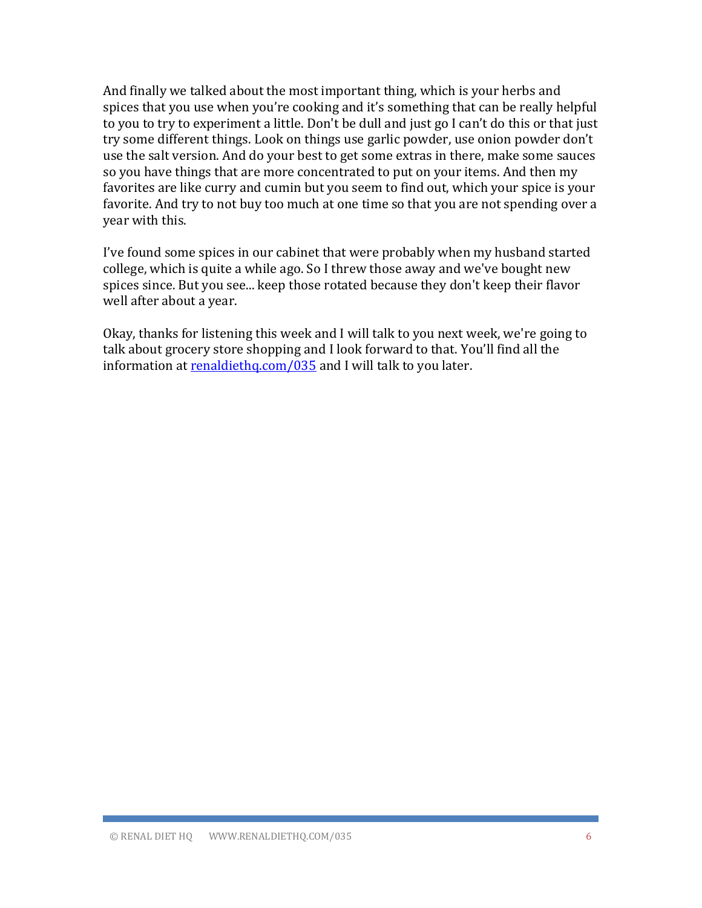And finally we talked about the most important thing, which is your herbs and spices that you use when you're cooking and it's something that can be really helpful to you to try to experiment a little. Don't be dull and just go I can't do this or that just try some different things. Look on things use garlic powder, use onion powder don't use the salt version. And do your best to get some extras in there, make some sauces so you have things that are more concentrated to put on your items. And then my favorites are like curry and cumin but you seem to find out, which your spice is your favorite. And try to not buy too much at one time so that you are not spending over a year with this.

I've found some spices in our cabinet that were probably when my husband started college, which is quite a while ago. So I threw those away and we've bought new spices since. But you see... keep those rotated because they don't keep their flavor well after about a year.

Okay, thanks for listening this week and I will talk to you next week, we're going to talk about grocery store shopping and I look forward to that. You'll find all the information at [renaldiethq.com/035](renaldiethq.com/035) and I will talk to you later.